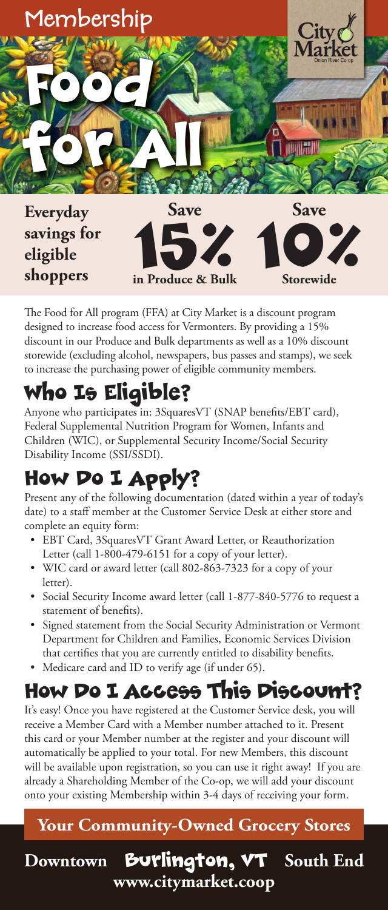Membership

City Market
Onion River Co-op

# Food for All

**Everyday savings for eligible shoppers**

**Save 15% in Produce & Bulk**

**Save 10% Storewide**

The Food for All program (FFA) at City Market is a discount program designed to increase food access for Vermonters. By providing a 15% discount in our Produce and Bulk departments as well as a 10% discount storewide (excluding alcohol, newspapers, bus passes and stamps), we seek to increase the purchasing power of eligible community members.

## Who Is Eligible?

Anyone who participates in: 3SquaresVT (SNAP benefits/EBT card), Federal Supplemental Nutrition Program for Women, Infants and Children (WIC), or Supplemental Security Income/Social Security Disability Income (SSI/SSDI).

## How Do I Apply?

Present any of the following documentation (dated within a year of today's date) to a staff member at the Customer Service Desk at either store and complete an equity form:

- EBT Card, 3SquaresVT Grant Award Letter, or Reauthorization Letter (call 1-800-479-6151 for a copy of your letter).
- WIC card or award letter (call 802-863-7323 for a copy of your letter).
- Social Security Income award letter (call 1-877-840-5776 to request a statement of benefits).
- Signed statement from the Social Security Administration or Vermont Department for Children and Families, Economic Services Division that certifies that you are currently entitled to disability benefits.
- Medicare card and ID to verify age (if under 65).

## How Do I Access This Discount?

It's easy! Once you have registered at the Customer Service desk, you will receive a Member Card with a Member number attached to it. Present this card or your Member number at the register and your discount will automatically be applied to your total. For new Members, this discount will be available upon registration, so you can use it right away! If you are already a Shareholding Member of the Co-op, we will add your discount onto your existing Membership within 3-4 days of receiving your form.

**Your Community-Owned Grocery Stores**

**Downtown** Burlington, VT **South End**

**www.citymarket.coop**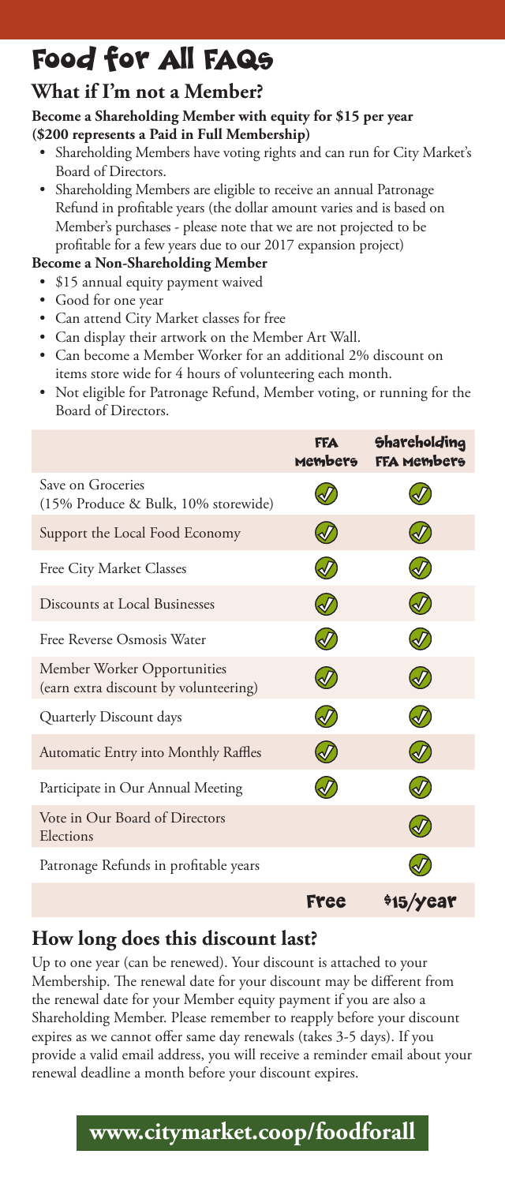# Food for All FAQs

## What if I'm not a Member?

**Become a Shareholding Member with equity for $15 per year (\$200 represents a Paid in Full Membership)**

- Shareholding Members have voting rights and can run for City Market's Board of Directors.
- Shareholding Members are eligible to receive an annual Patronage Refund in profitable years (the dollar amount varies and is based on Member's purchases - please note that we are not projected to be profitable for a few years due to our 2017 expansion project)

**Become a Non-Shareholding Member**

- \$15 annual equity payment waived
- Good for one year
- Can attend City Market classes for free
- Can display their artwork on the Member Art Wall.
- Can become a Member Worker for an additional 2% discount on items store wide for 4 hours of volunteering each month.
- Not eligible for Patronage Refund, Member voting, or running for the Board of Directors.

| | FFA Members | Shareholding FFA Members |
|---|---|---|
| Save on Groceries (15% Produce & Bulk, 10% storewide) | ✓ | ✓ |
| Support the Local Food Economy | ✓ | ✓ |
| Free City Market Classes | ✓ | ✓ |
| Discounts at Local Businesses | ✓ | ✓ |
| Free Reverse Osmosis Water | ✓ | ✓ |
| Member Worker Opportunities (earn extra discount by volunteering) | ✓ | ✓ |
| Quarterly Discount days | ✓ | ✓ |
| Automatic Entry into Monthly Raffles | ✓ | ✓ |
| Participate in Our Annual Meeting | ✓ | ✓ |
| Vote in Our Board of Directors Elections | | ✓ |
| Patronage Refunds in profitable years | | ✓ |
| | Free | \$15/year |

## How long does this discount last?

Up to one year (can be renewed). Your discount is attached to your Membership. The renewal date for your discount may be different from the renewal date for your Member equity payment if you are also a Shareholding Member. Please remember to reapply before your discount expires as we cannot offer same day renewals (takes 3-5 days). If you provide a valid email address, you will receive a reminder email about your renewal deadline a month before your discount expires.

**www.citymarket.coop/foodforall**